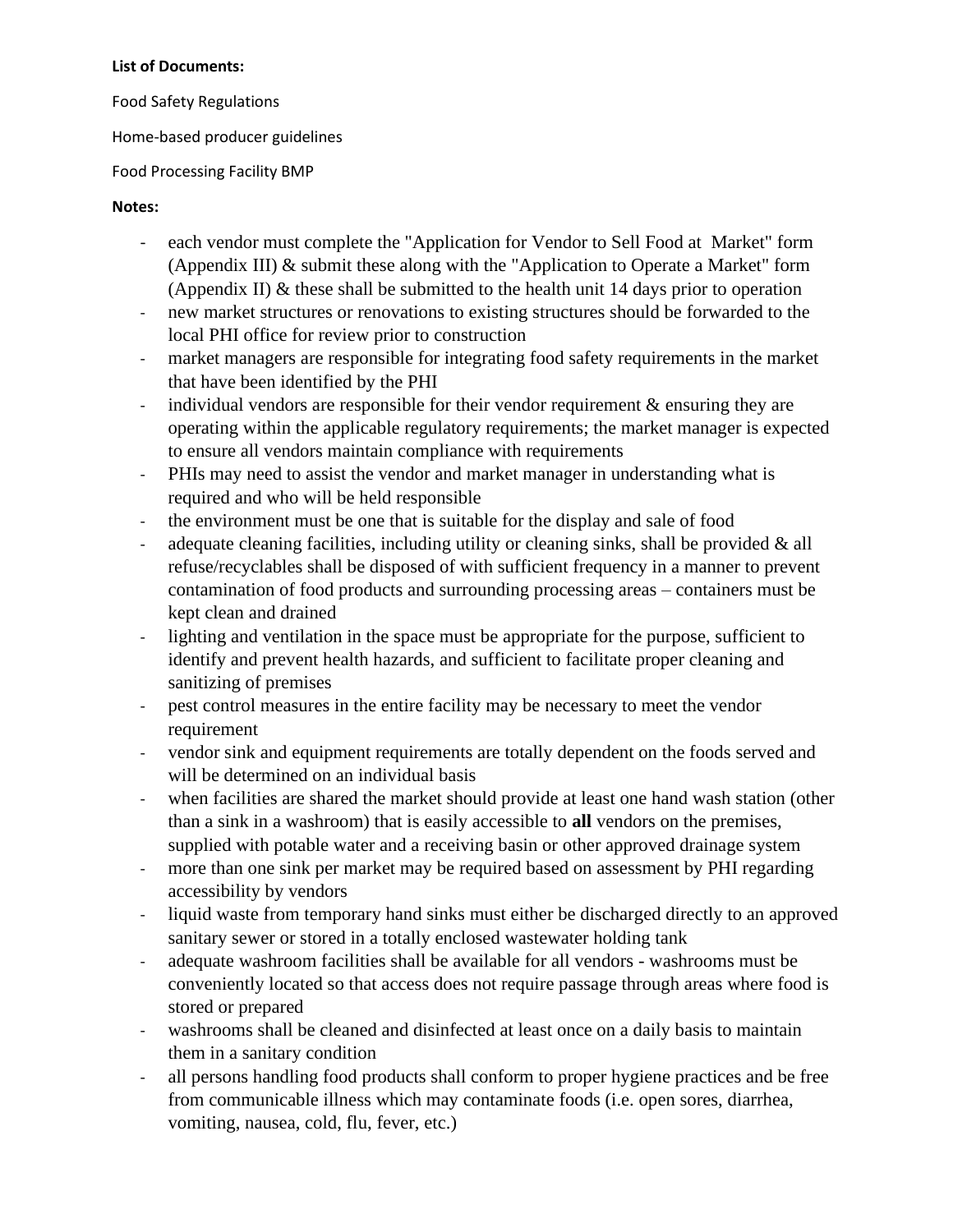**List of Documents:**

Food Safety Regulations

Home-based producer guidelines

Food Processing Facility BMP

**Notes:**

- each vendor must complete the "Application for Vendor to Sell Food at Market" form (Appendix III) & submit these along with the "Application to Operate a Market" form (Appendix II) & these shall be submitted to the health unit 14 days prior to operation
- new market structures or renovations to existing structures should be forwarded to the local PHI office for review prior to construction
- market managers are responsible for integrating food safety requirements in the market that have been identified by the PHI
- individual vendors are responsible for their vendor requirement & ensuring they are operating within the applicable regulatory requirements; the market manager is expected to ensure all vendors maintain compliance with requirements
- PHIs may need to assist the vendor and market manager in understanding what is required and who will be held responsible
- the environment must be one that is suitable for the display and sale of food
- adequate cleaning facilities, including utility or cleaning sinks, shall be provided & all refuse/recyclables shall be disposed of with sufficient frequency in a manner to prevent contamination of food products and surrounding processing areas – containers must be kept clean and drained
- lighting and ventilation in the space must be appropriate for the purpose, sufficient to identify and prevent health hazards, and sufficient to facilitate proper cleaning and sanitizing of premises
- pest control measures in the entire facility may be necessary to meet the vendor requirement
- vendor sink and equipment requirements are totally dependent on the foods served and will be determined on an individual basis
- when facilities are shared the market should provide at least one hand wash station (other than a sink in a washroom) that is easily accessible to **all** vendors on the premises, supplied with potable water and a receiving basin or other approved drainage system
- more than one sink per market may be required based on assessment by PHI regarding accessibility by vendors
- liquid waste from temporary hand sinks must either be discharged directly to an approved sanitary sewer or stored in a totally enclosed wastewater holding tank
- adequate washroom facilities shall be available for all vendors - washrooms must be conveniently located so that access does not require passage through areas where food is stored or prepared
- washrooms shall be cleaned and disinfected at least once on a daily basis to maintain them in a sanitary condition
- all persons handling food products shall conform to proper hygiene practices and be free from communicable illness which may contaminate foods (i.e. open sores, diarrhea, vomiting, nausea, cold, flu, fever, etc.)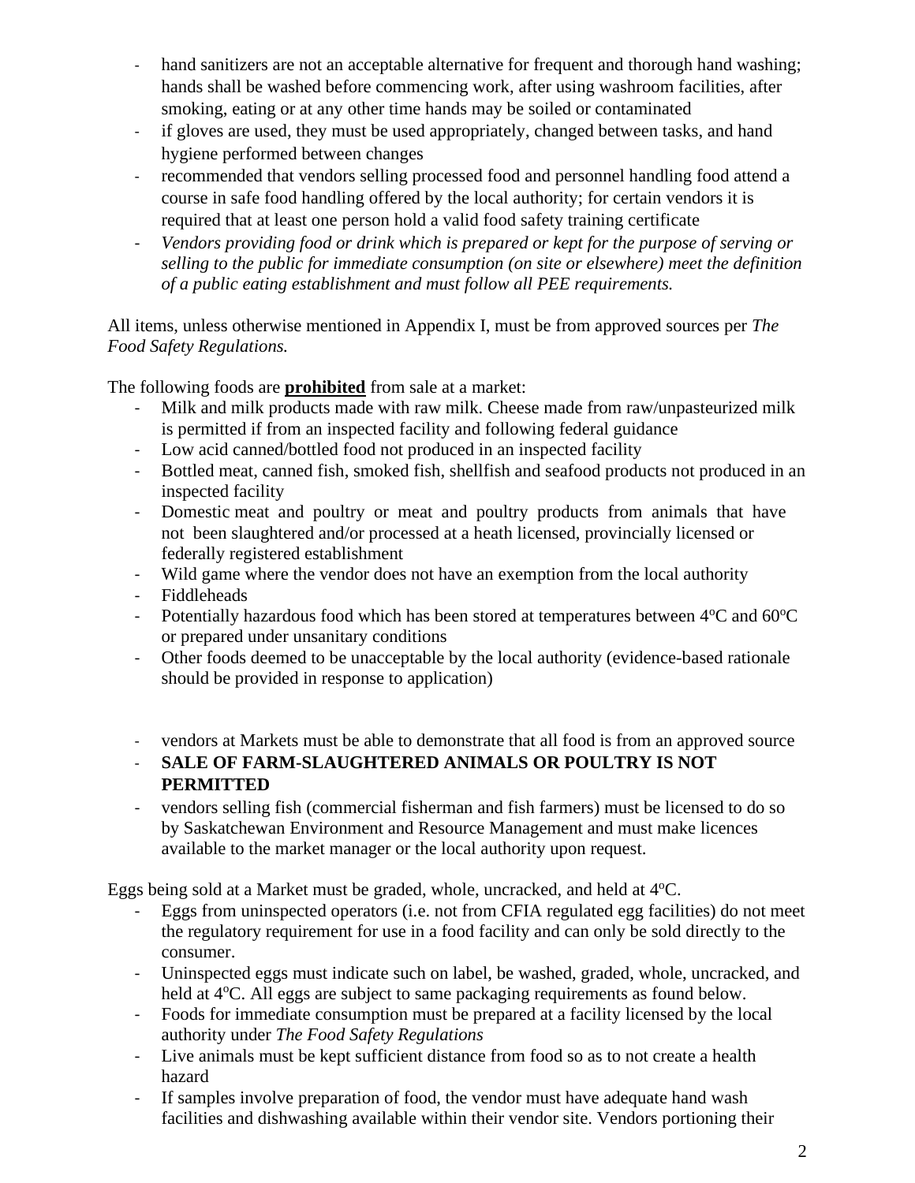- hand sanitizers are not an acceptable alternative for frequent and thorough hand washing; hands shall be washed before commencing work, after using washroom facilities, after smoking, eating or at any other time hands may be soiled or contaminated
- if gloves are used, they must be used appropriately, changed between tasks, and hand hygiene performed between changes
- recommended that vendors selling processed food and personnel handling food attend a course in safe food handling offered by the local authority; for certain vendors it is required that at least one person hold a valid food safety training certificate
- *Vendors providing food or drink which is prepared or kept for the purpose of serving or selling to the public for immediate consumption (on site or elsewhere) meet the definition of a public eating establishment and must follow all PEE requirements.*

All items, unless otherwise mentioned in Appendix I, must be from approved sources per *The Food Safety Regulations.*

The following foods are **prohibited** from sale at a market:

- Milk and milk products made with raw milk. Cheese made from raw/unpasteurized milk is permitted if from an inspected facility and following federal guidance
- Low acid canned/bottled food not produced in an inspected facility
- Bottled meat, canned fish, smoked fish, shellfish and seafood products not produced in an inspected facility
- Domestic meat and poultry or meat and poultry products from animals that have not been slaughtered and/or processed at a heath licensed, provincially licensed or federally registered establishment
- Wild game where the vendor does not have an exemption from the local authority
- Fiddleheads
- Potentially hazardous food which has been stored at temperatures between 4°C and 60°C or prepared under unsanitary conditions
- Other foods deemed to be unacceptable by the local authority (evidence-based rationale should be provided in response to application)

- vendors at Markets must be able to demonstrate that all food is from an approved source
- **SALE OF FARM-SLAUGHTERED ANIMALS OR POULTRY IS NOT PERMITTED**
- vendors selling fish (commercial fisherman and fish farmers) must be licensed to do so by Saskatchewan Environment and Resource Management and must make licences available to the market manager or the local authority upon request.

Eggs being sold at a Market must be graded, whole, uncracked, and held at 4°C.

- Eggs from uninspected operators (i.e. not from CFIA regulated egg facilities) do not meet the regulatory requirement for use in a food facility and can only be sold directly to the consumer.
- Uninspected eggs must indicate such on label, be washed, graded, whole, uncracked, and held at 4°C. All eggs are subject to same packaging requirements as found below.
- Foods for immediate consumption must be prepared at a facility licensed by the local authority under *The Food Safety Regulations*
- Live animals must be kept sufficient distance from food so as to not create a health hazard
- If samples involve preparation of food, the vendor must have adequate hand wash facilities and dishwashing available within their vendor site. Vendors portioning their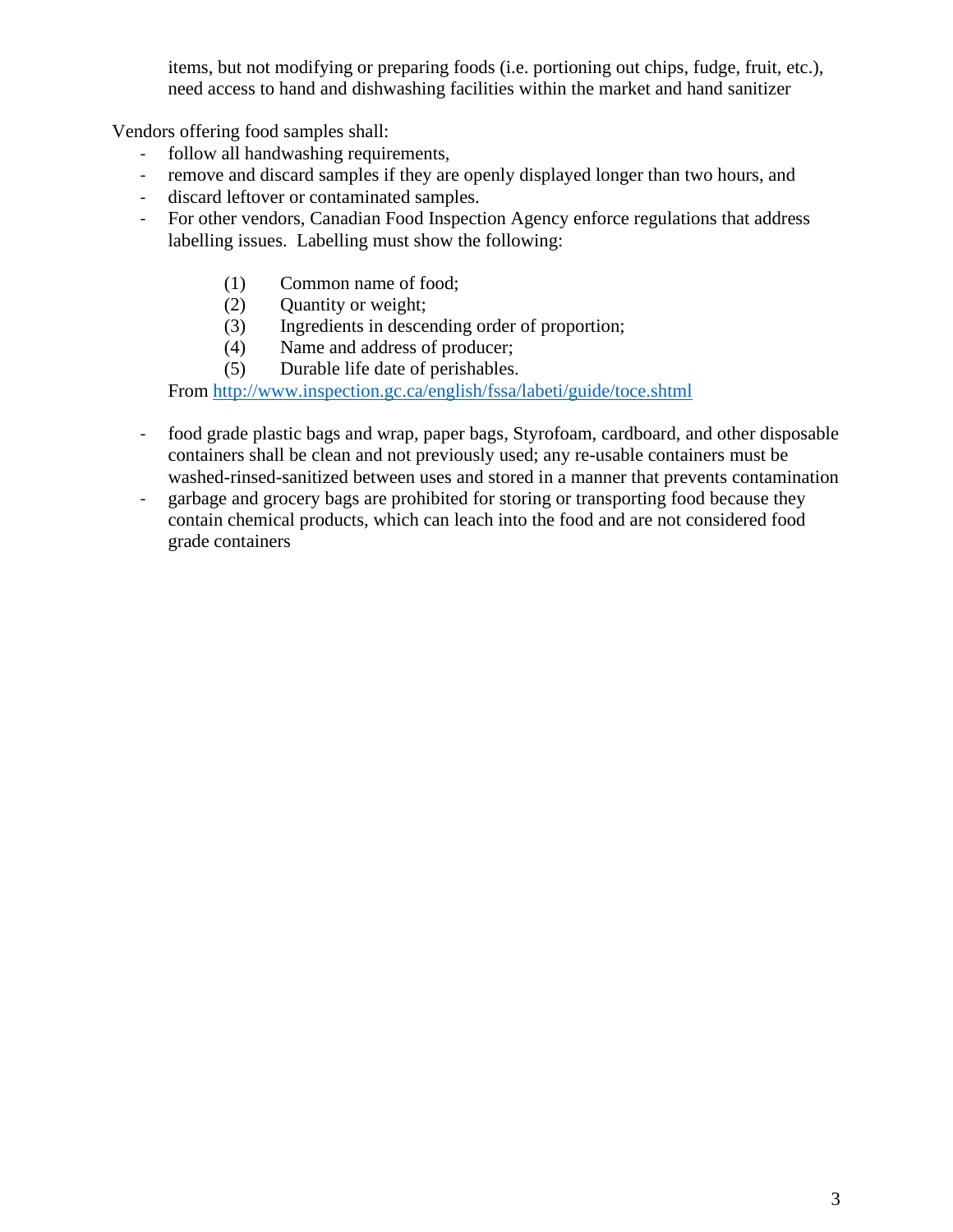items, but not modifying or preparing foods (i.e. portioning out chips, fudge, fruit, etc.), need access to hand and dishwashing facilities within the market and hand sanitizer

Vendors offering food samples shall:

- follow all handwashing requirements,
- remove and discard samples if they are openly displayed longer than two hours, and
- discard leftover or contaminated samples.
- For other vendors, Canadian Food Inspection Agency enforce regulations that address labelling issues. Labelling must show the following:

  (1) Common name of food;
  (2) Quantity or weight;
  (3) Ingredients in descending order of proportion;
  (4) Name and address of producer;
  (5) Durable life date of perishables.

  From http://www.inspection.gc.ca/english/fssa/labeti/guide/toce.shtml

- food grade plastic bags and wrap, paper bags, Styrofoam, cardboard, and other disposable containers shall be clean and not previously used; any re-usable containers must be washed-rinsed-sanitized between uses and stored in a manner that prevents contamination
- garbage and grocery bags are prohibited for storing or transporting food because they contain chemical products, which can leach into the food and are not considered food grade containers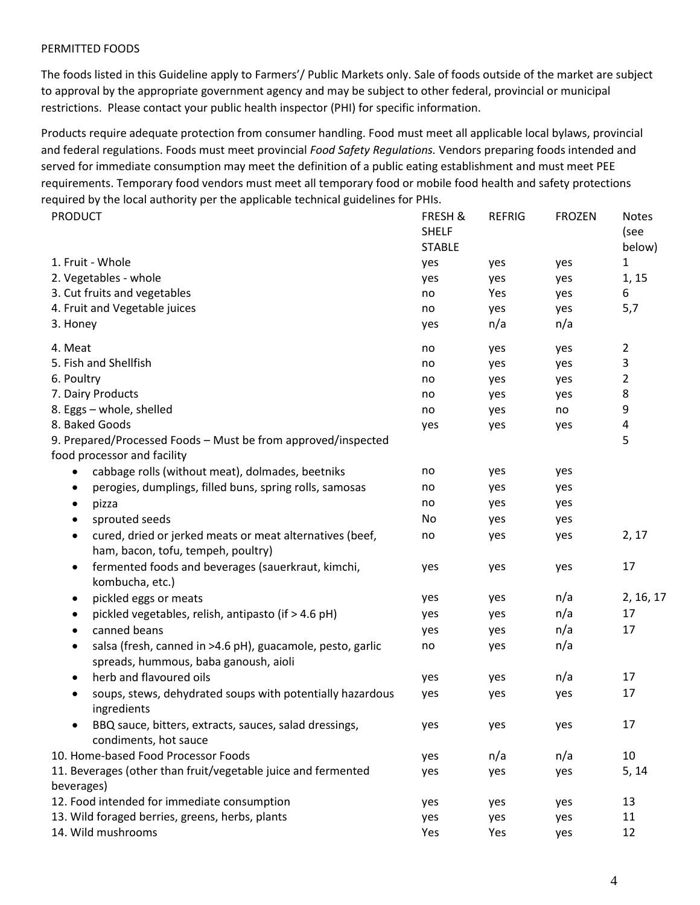PERMITTED FOODS

The foods listed in this Guideline apply to Farmers'/ Public Markets only. Sale of foods outside of the market are subject to approval by the appropriate government agency and may be subject to other federal, provincial or municipal restrictions. Please contact your public health inspector (PHI) for specific information.

Products require adequate protection from consumer handling. Food must meet all applicable local bylaws, provincial and federal regulations. Foods must meet provincial *Food Safety Regulations.* Vendors preparing foods intended and served for immediate consumption may meet the definition of a public eating establishment and must meet PEE requirements. Temporary food vendors must meet all temporary food or mobile food health and safety protections required by the local authority per the applicable technical guidelines for PHIs.

| PRODUCT | FRESH & SHELF STABLE | REFRIG | FROZEN | Notes (see below) |
|---|---|---|---|---|
| 1. Fruit - Whole | yes | yes | yes | 1 |
| 2. Vegetables - whole | yes | yes | yes | 1, 15 |
| 3. Cut fruits and vegetables | no | Yes | yes | 6 |
| 4. Fruit and Vegetable juices | no | yes | yes | 5,7 |
| 3. Honey | yes | n/a | n/a | |
| 4. Meat | no | yes | yes | 2 |
| 5. Fish and Shellfish | no | yes | yes | 3 |
| 6. Poultry | no | yes | yes | 2 |
| 7. Dairy Products | no | yes | yes | 8 |
| 8. Eggs – whole, shelled | no | yes | no | 9 |
| 8. Baked Goods | yes | yes | yes | 4 |
| 9. Prepared/Processed Foods – Must be from approved/inspected food processor and facility | | | | 5 |
| • cabbage rolls (without meat), dolmades, beetniks | no | yes | yes | |
| • perogies, dumplings, filled buns, spring rolls, samosas | no | yes | yes | |
| • pizza | no | yes | yes | |
| • sprouted seeds | No | yes | yes | |
| • cured, dried or jerked meats or meat alternatives (beef, ham, bacon, tofu, tempeh, poultry) | no | yes | yes | 2, 17 |
| • fermented foods and beverages (sauerkraut, kimchi, kombucha, etc.) | yes | yes | yes | 17 |
| • pickled eggs or meats | yes | yes | n/a | 2, 16, 17 |
| • pickled vegetables, relish, antipasto (if > 4.6 pH) | yes | yes | n/a | 17 |
| • canned beans | yes | yes | n/a | 17 |
| • salsa (fresh, canned in >4.6 pH), guacamole, pesto, garlic spreads, hummous, baba ganoush, aioli | no | yes | n/a | |
| • herb and flavoured oils | yes | yes | n/a | 17 |
| • soups, stews, dehydrated soups with potentially hazardous ingredients | yes | yes | yes | 17 |
| • BBQ sauce, bitters, extracts, sauces, salad dressings, condiments, hot sauce | yes | yes | yes | 17 |
| 10. Home-based Food Processor Foods | yes | n/a | n/a | 10 |
| 11. Beverages (other than fruit/vegetable juice and fermented beverages) | yes | yes | yes | 5, 14 |
| 12. Food intended for immediate consumption | yes | yes | yes | 13 |
| 13. Wild foraged berries, greens, herbs, plants | yes | yes | yes | 11 |
| 14. Wild mushrooms | Yes | Yes | yes | 12 |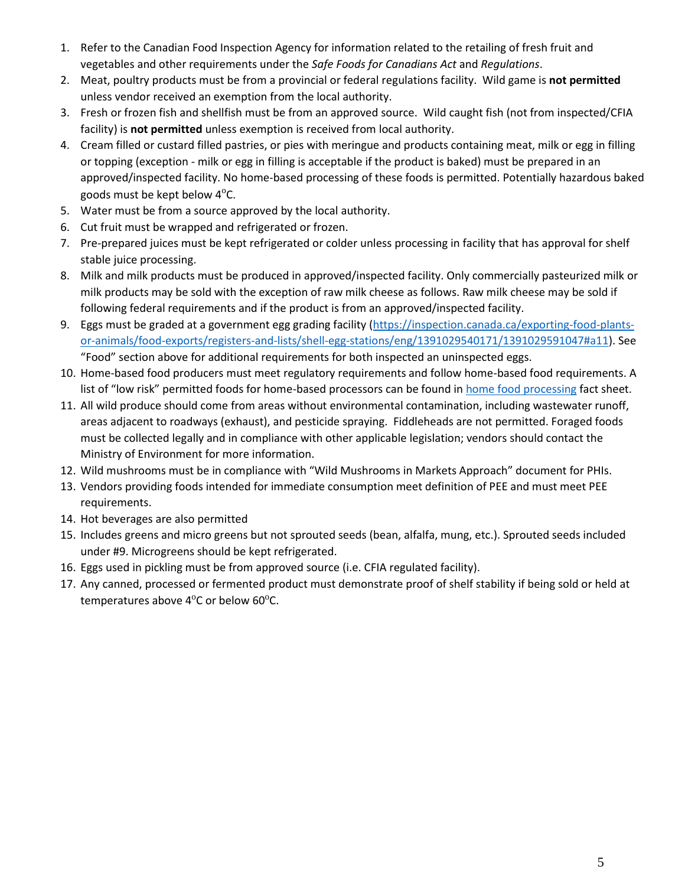1. Refer to the Canadian Food Inspection Agency for information related to the retailing of fresh fruit and vegetables and other requirements under the *Safe Foods for Canadians Act* and *Regulations*.
2. Meat, poultry products must be from a provincial or federal regulations facility. Wild game is **not permitted** unless vendor received an exemption from the local authority.
3. Fresh or frozen fish and shellfish must be from an approved source. Wild caught fish (not from inspected/CFIA facility) is **not permitted** unless exemption is received from local authority.
4. Cream filled or custard filled pastries, or pies with meringue and products containing meat, milk or egg in filling or topping (exception - milk or egg in filling is acceptable if the product is baked) must be prepared in an approved/inspected facility. No home-based processing of these foods is permitted. Potentially hazardous baked goods must be kept below 4°C.
5. Water must be from a source approved by the local authority.
6. Cut fruit must be wrapped and refrigerated or frozen.
7. Pre-prepared juices must be kept refrigerated or colder unless processing in facility that has approval for shelf stable juice processing.
8. Milk and milk products must be produced in approved/inspected facility. Only commercially pasteurized milk or milk products may be sold with the exception of raw milk cheese as follows. Raw milk cheese may be sold if following federal requirements and if the product is from an approved/inspected facility.
9. Eggs must be graded at a government egg grading facility (https://inspection.canada.ca/exporting-food-plants-or-animals/food-exports/registers-and-lists/shell-egg-stations/eng/1391029540171/1391029591047#a11). See "Food" section above for additional requirements for both inspected an uninspected eggs.
10. Home-based food producers must meet regulatory requirements and follow home-based food requirements. A list of "low risk" permitted foods for home-based processors can be found in home food processing fact sheet.
11. All wild produce should come from areas without environmental contamination, including wastewater runoff, areas adjacent to roadways (exhaust), and pesticide spraying. Fiddleheads are not permitted. Foraged foods must be collected legally and in compliance with other applicable legislation; vendors should contact the Ministry of Environment for more information.
12. Wild mushrooms must be in compliance with "Wild Mushrooms in Markets Approach" document for PHIs.
13. Vendors providing foods intended for immediate consumption meet definition of PEE and must meet PEE requirements.
14. Hot beverages are also permitted
15. Includes greens and micro greens but not sprouted seeds (bean, alfalfa, mung, etc.). Sprouted seeds included under #9. Microgreens should be kept refrigerated.
16. Eggs used in pickling must be from approved source (i.e. CFIA regulated facility).
17. Any canned, processed or fermented product must demonstrate proof of shelf stability if being sold or held at temperatures above 4°C or below 60°C.